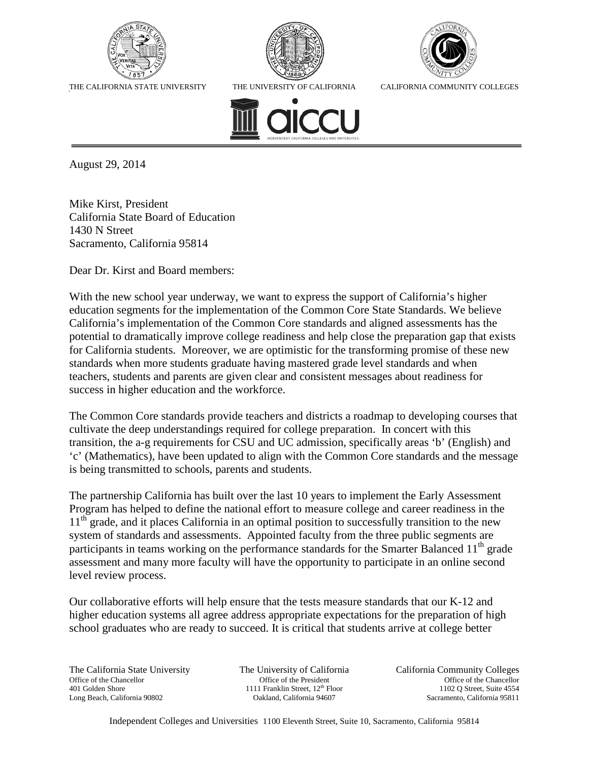THE CALIFORNIA STATE UNIVERSITY THE UNIVERSITY OF CALIFORNIA CALIFORNIA COMMUNITY COLLEGES

aiccu INDEPENDENT CALIFORNIA COLLEGES AND UNIVERSITIES

August 29, 2014

Mike Kirst, President
California State Board of Education
1430 N Street
Sacramento, California 95814

Dear Dr. Kirst and Board members:

With the new school year underway, we want to express the support of California's higher education segments for the implementation of the Common Core State Standards. We believe California's implementation of the Common Core standards and aligned assessments has the potential to dramatically improve college readiness and help close the preparation gap that exists for California students. Moreover, we are optimistic for the transforming promise of these new standards when more students graduate having mastered grade level standards and when teachers, students and parents are given clear and consistent messages about readiness for success in higher education and the workforce.

The Common Core standards provide teachers and districts a roadmap to developing courses that cultivate the deep understandings required for college preparation. In concert with this transition, the a-g requirements for CSU and UC admission, specifically areas 'b' (English) and 'c' (Mathematics), have been updated to align with the Common Core standards and the message is being transmitted to schools, parents and students.

The partnership California has built over the last 10 years to implement the Early Assessment Program has helped to define the national effort to measure college and career readiness in the 11th grade, and it places California in an optimal position to successfully transition to the new system of standards and assessments. Appointed faculty from the three public segments are participants in teams working on the performance standards for the Smarter Balanced 11th grade assessment and many more faculty will have the opportunity to participate in an online second level review process.

Our collaborative efforts will help ensure that the tests measure standards that our K-12 and higher education systems all agree address appropriate expectations for the preparation of high school graduates who are ready to succeed. It is critical that students arrive at college better

The California State University
Office of the Chancellor
401 Golden Shore
Long Beach, California 90802

The University of California
Office of the President
1111 Franklin Street, 12th Floor
Oakland, California 94607

California Community Colleges
Office of the Chancellor
1102 Q Street, Suite 4554
Sacramento, California 95811

Independent Colleges and Universities 1100 Eleventh Street, Suite 10, Sacramento, California 95814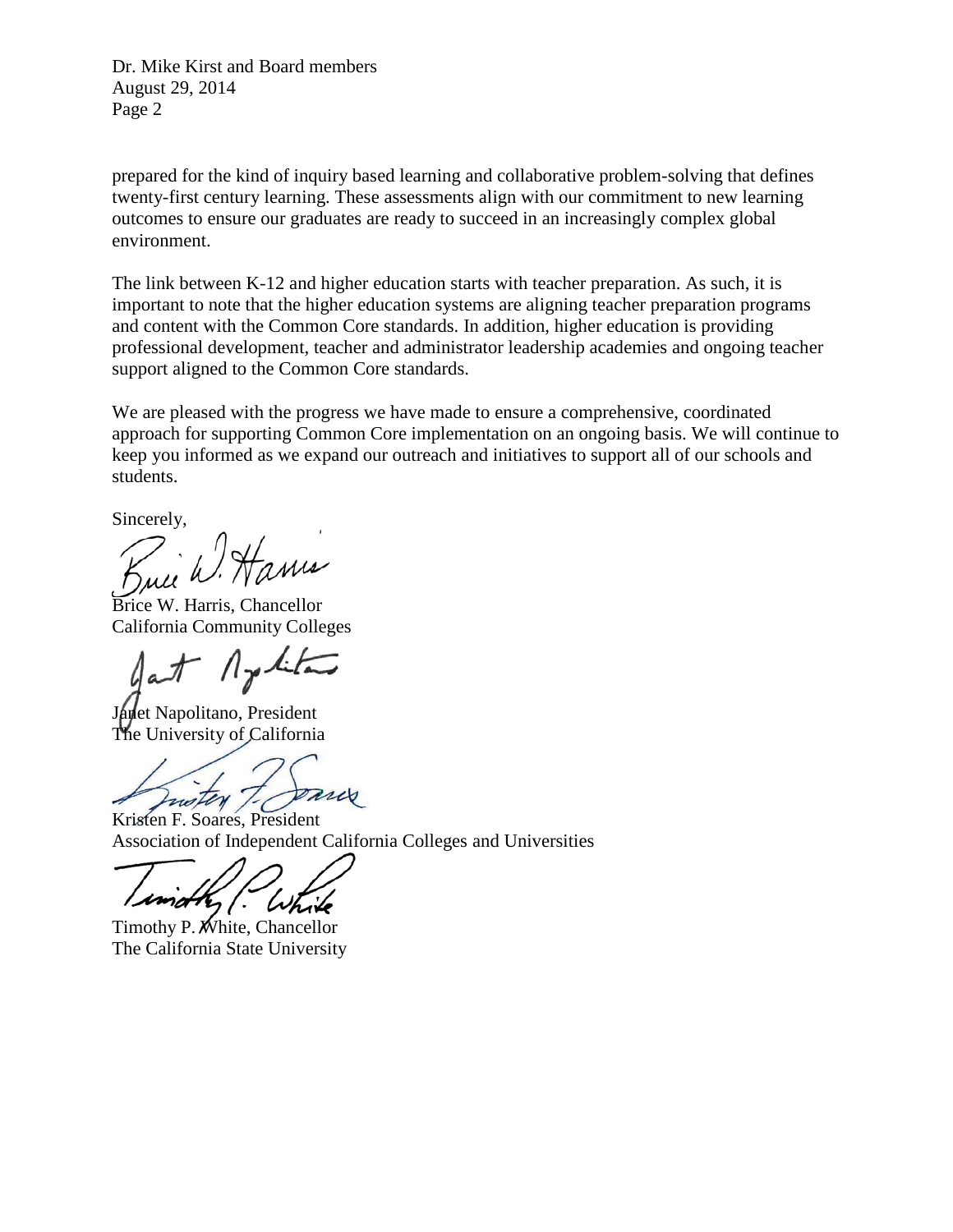prepared for the kind of inquiry based learning and collaborative problem-solving that defines twenty-first century learning. These assessments align with our commitment to new learning outcomes to ensure our graduates are ready to succeed in an increasingly complex global environment.

The link between K-12 and higher education starts with teacher preparation. As such, it is important to note that the higher education systems are aligning teacher preparation programs and content with the Common Core standards. In addition, higher education is providing professional development, teacher and administrator leadership academies and ongoing teacher support aligned to the Common Core standards.

We are pleased with the progress we have made to ensure a comprehensive, coordinated approach for supporting Common Core implementation on an ongoing basis. We will continue to keep you informed as we expand our outreach and initiatives to support all of our schools and students.

Sincerely,

Brice W. Harris, Chancellor
California Community Colleges

Janet Napolitano, President
The University of California

Kristen F. Soares, President
Association of Independent California Colleges and Universities

Timothy P. White, Chancellor
The California State University